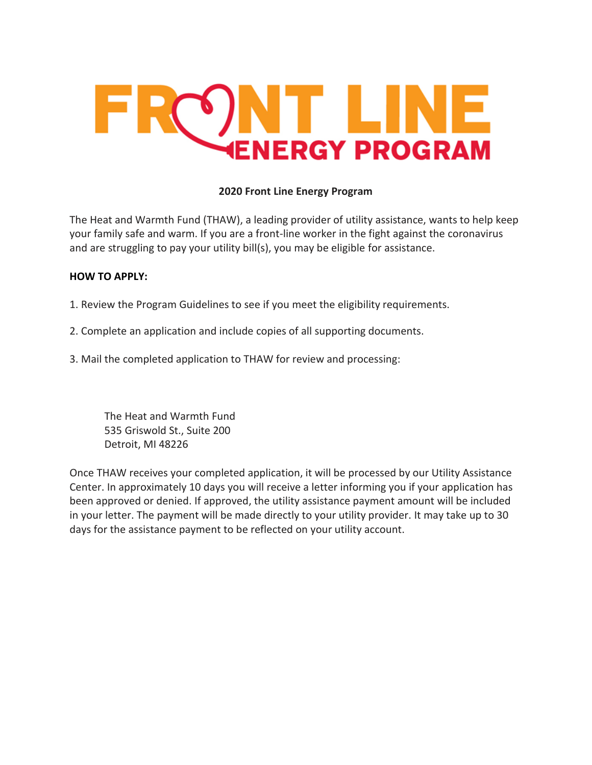# FRONT LINE ENERGY PROGRAM

**2020 Front Line Energy Program**

The Heat and Warmth Fund (THAW), a leading provider of utility assistance, wants to help keep your family safe and warm. If you are a front-line worker in the fight against the coronavirus and are struggling to pay your utility bill(s), you may be eligible for assistance.

**HOW TO APPLY:**

1. Review the Program Guidelines to see if you meet the eligibility requirements.

2. Complete an application and include copies of all supporting documents.

3. Mail the completed application to THAW for review and processing:

> The Heat and Warmth Fund
> 535 Griswold St., Suite 200
> Detroit, MI 48226

Once THAW receives your completed application, it will be processed by our Utility Assistance Center. In approximately 10 days you will receive a letter informing you if your application has been approved or denied. If approved, the utility assistance payment amount will be included in your letter. The payment will be made directly to your utility provider. It may take up to 30 days for the assistance payment to be reflected on your utility account.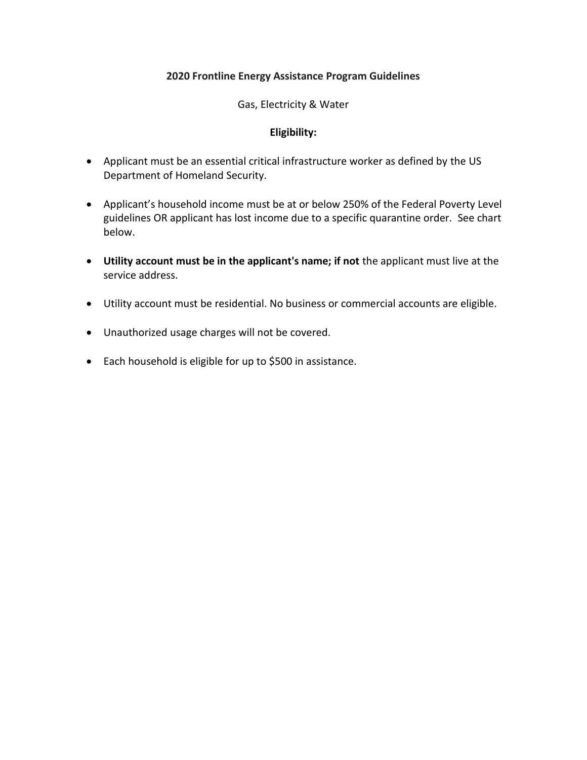**2020 Frontline Energy Assistance Program Guidelines**

Gas, Electricity & Water

**Eligibility:**

- Applicant must be an essential critical infrastructure worker as defined by the US Department of Homeland Security.
- Applicant's household income must be at or below 250% of the Federal Poverty Level guidelines OR applicant has lost income due to a specific quarantine order. See chart below.
- **Utility account must be in the applicant's name; if not** the applicant must live at the service address.
- Utility account must be residential. No business or commercial accounts are eligible.
- Unauthorized usage charges will not be covered.
- Each household is eligible for up to $500 in assistance.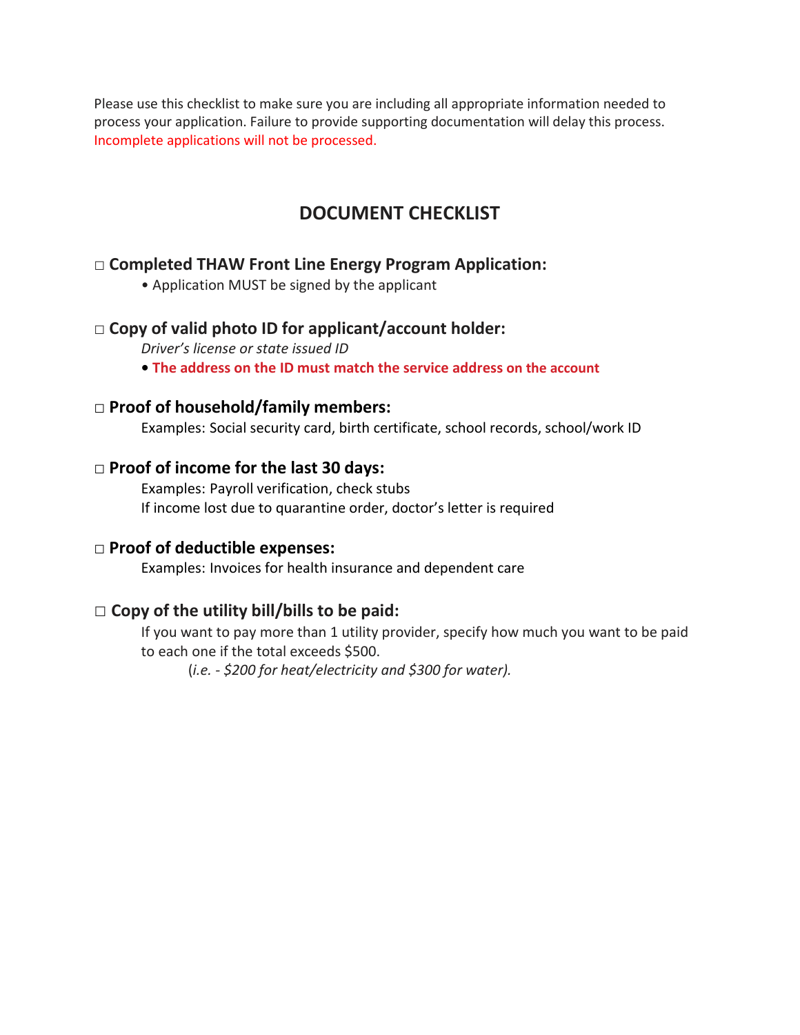Please use this checklist to make sure you are including all appropriate information needed to process your application. Failure to provide supporting documentation will delay this process. Incomplete applications will not be processed.

## DOCUMENT CHECKLIST

□ **Completed THAW Front Line Energy Program Application:**

- Application MUST be signed by the applicant

□ **Copy of valid photo ID for applicant/account holder:**

*Driver's license or state issued ID*

- **The address on the ID must match the service address on the account**

□ **Proof of household/family members:**

Examples: Social security card, birth certificate, school records, school/work ID

□ **Proof of income for the last 30 days:**

Examples: Payroll verification, check stubs

If income lost due to quarantine order, doctor's letter is required

□ **Proof of deductible expenses:**

Examples: Invoices for health insurance and dependent care

□ **Copy of the utility bill/bills to be paid:**

If you want to pay more than 1 utility provider, specify how much you want to be paid to each one if the total exceeds $500.

(*i.e. - $200 for heat/electricity and $300 for water).*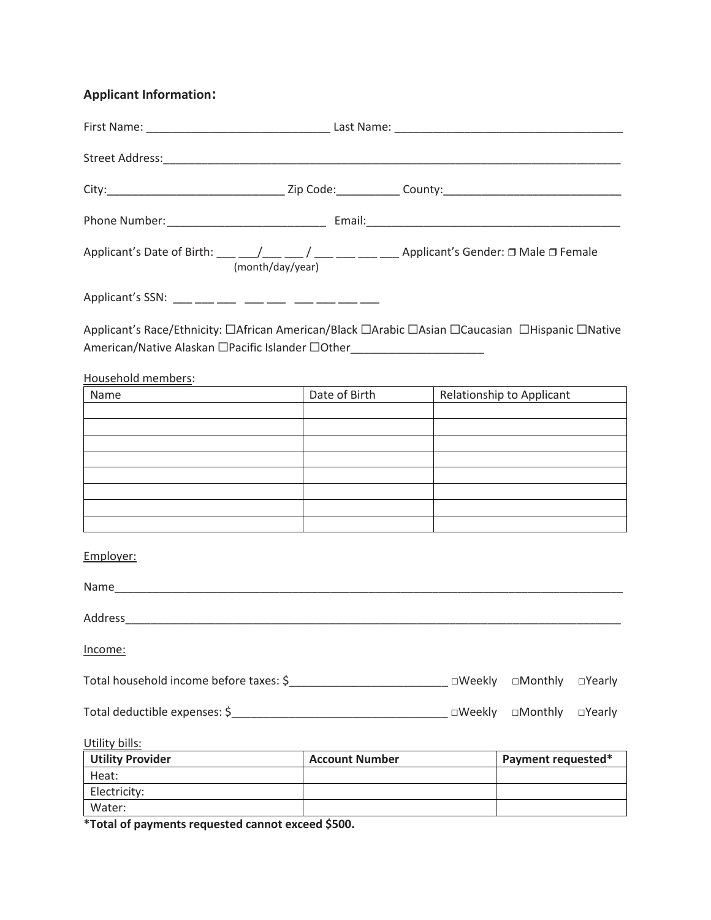## Applicant Information:

First Name: ____________________________ Last Name: ___________________________________

Street Address:__________________________________________________________________________

City:____________________________ Zip Code:__________ County:____________________________

Phone Number: _________________________ Email:_________________________________________

Applicant's Date of Birth: ___ ___/___ ___ / ___ ___ ___ ___ Applicant's Gender: ❐ Male ❐ Female
(month/day/year)

Applicant's SSN: ___ ___ ___ ___ ___ ___ ___ ___ ___

Applicant's Race/Ethnicity: ☐African American/Black ☐Arabic ☐Asian ☐Caucasian ☐Hispanic ☐Native American/Native Alaskan ☐Pacific Islander ☐Other_____________________

Household members:

| Name | Date of Birth | Relationship to Applicant |
|---|---|---|
| | | |
| | | |
| | | |
| | | |
| | | |
| | | |
| | | |
| | | |

Employer:

Name_____________________________________________________________________________________

Address___________________________________________________________________________________

Income:

Total household income before taxes: $_________________________ □Weekly □Monthly □Yearly

Total deductible expenses: $__________________________________ □Weekly □Monthly □Yearly

Utility bills:

| Utility Provider | Account Number | Payment requested* |
|---|---|---|
| Heat: | | |
| Electricity: | | |
| Water: | | |

**\*Total of payments requested cannot exceed $500.**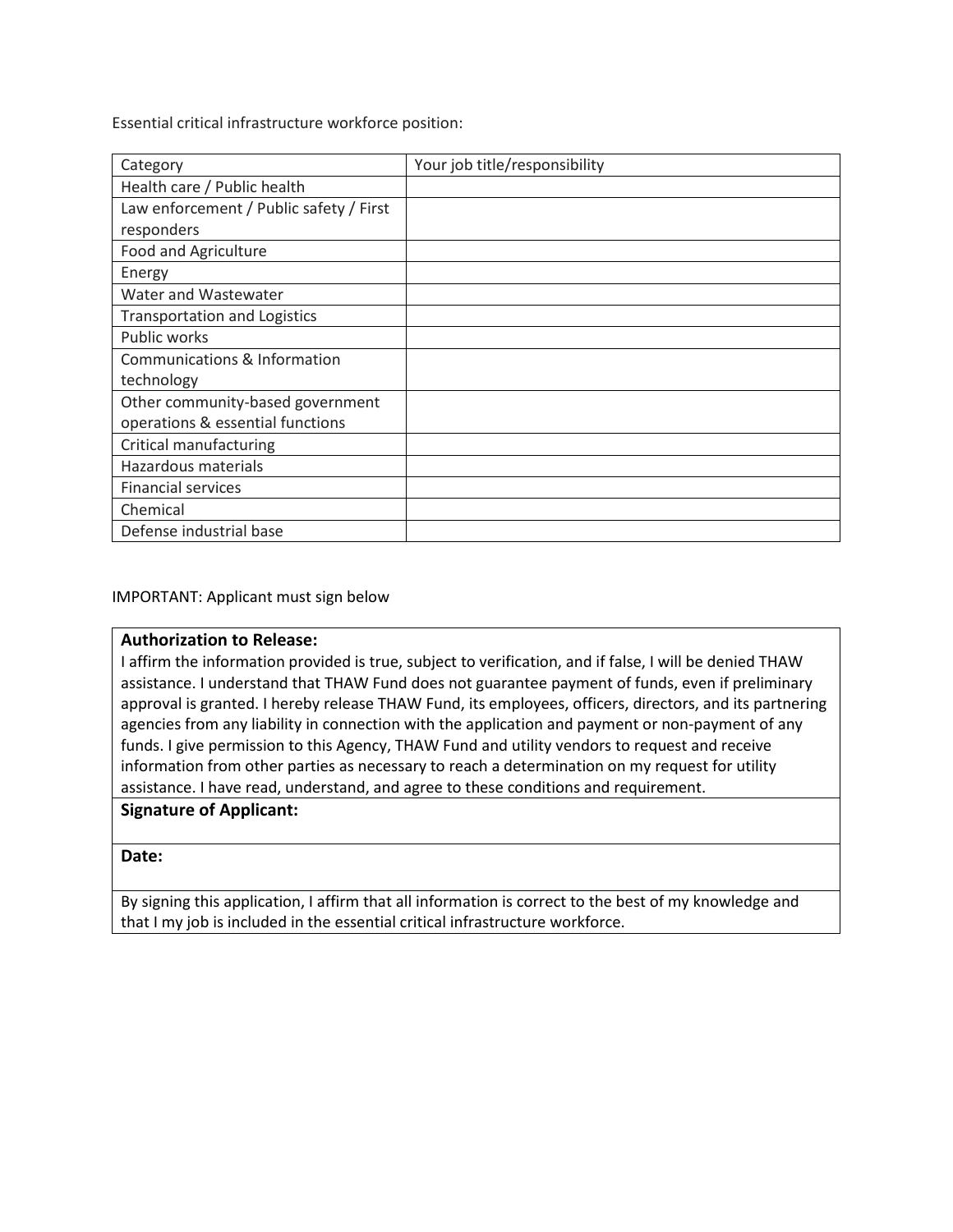Essential critical infrastructure workforce position:

| Category | Your job title/responsibility |
|---|---|
| Health care / Public health | |
| Law enforcement / Public safety / First responders | |
| Food and Agriculture | |
| Energy | |
| Water and Wastewater | |
| Transportation and Logistics | |
| Public works | |
| Communications & Information technology | |
| Other community-based government operations & essential functions | |
| Critical manufacturing | |
| Hazardous materials | |
| Financial services | |
| Chemical | |
| Defense industrial base | |

IMPORTANT: Applicant must sign below

**Authorization to Release:**

I affirm the information provided is true, subject to verification, and if false, I will be denied THAW assistance. I understand that THAW Fund does not guarantee payment of funds, even if preliminary approval is granted. I hereby release THAW Fund, its employees, officers, directors, and its partnering agencies from any liability in connection with the application and payment or non-payment of any funds. I give permission to this Agency, THAW Fund and utility vendors to request and receive information from other parties as necessary to reach a determination on my request for utility assistance. I have read, understand, and agree to these conditions and requirement.

**Signature of Applicant:**

**Date:**

By signing this application, I affirm that all information is correct to the best of my knowledge and that I my job is included in the essential critical infrastructure workforce.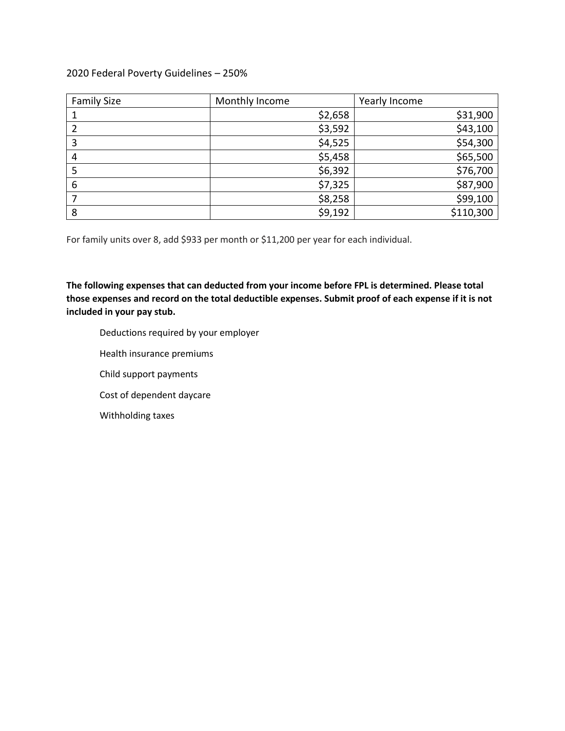2020 Federal Poverty Guidelines – 250%

| Family Size | Monthly Income | Yearly Income |
| --- | --- | --- |
| 1 | $2,658 | $31,900 |
| 2 | $3,592 | $43,100 |
| 3 | $4,525 | $54,300 |
| 4 | $5,458 | $65,500 |
| 5 | $6,392 | $76,700 |
| 6 | $7,325 | $87,900 |
| 7 | $8,258 | $99,100 |
| 8 | $9,192 | $110,300 |

For family units over 8, add $933 per month or $11,200 per year for each individual.

**The following expenses that can deducted from your income before FPL is determined. Please total those expenses and record on the total deductible expenses. Submit proof of each expense if it is not included in your pay stub.**

Deductions required by your employer

Health insurance premiums

Child support payments

Cost of dependent daycare

Withholding taxes